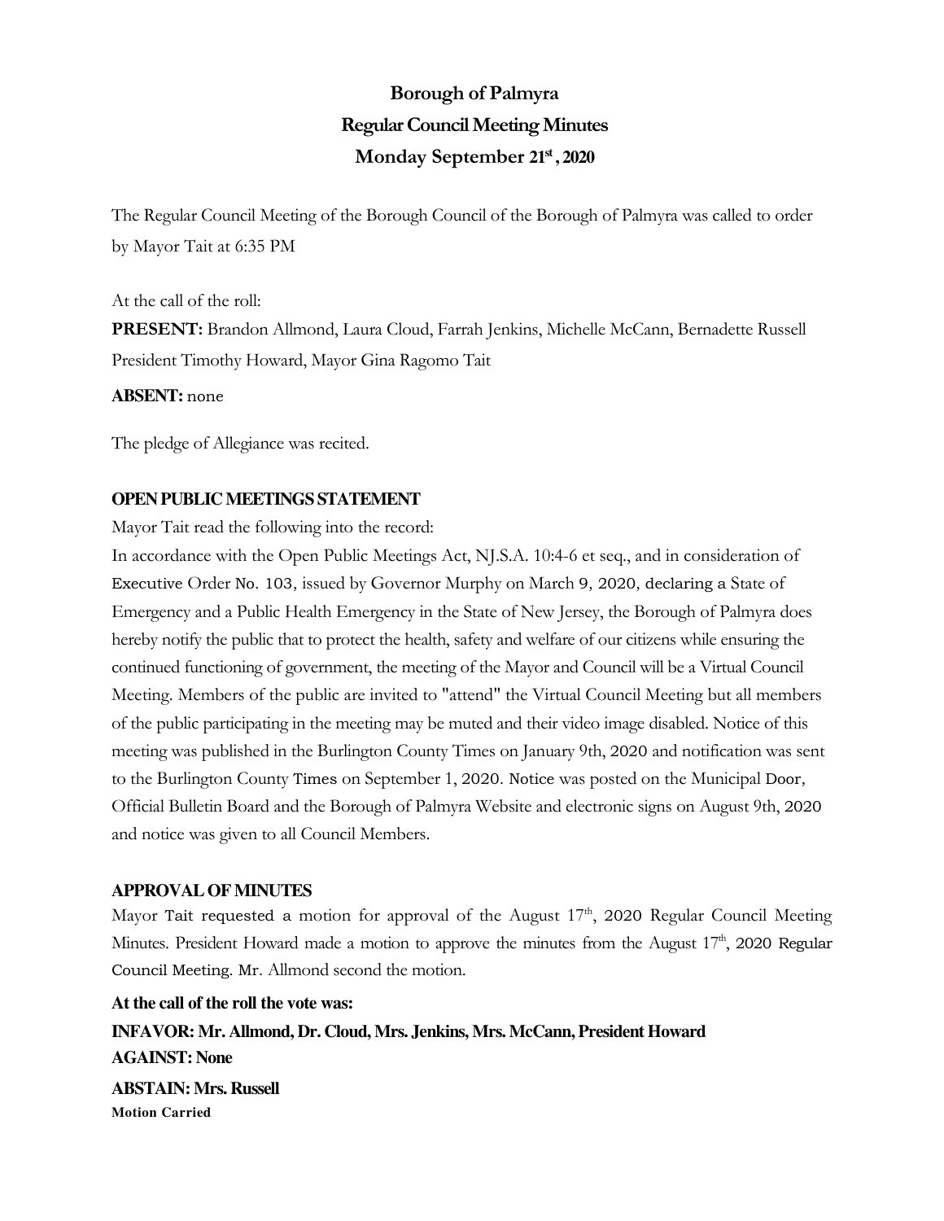# Borough of Palmyra
## Regular Council Meeting Minutes
## Monday September 21st, 2020

The Regular Council Meeting of the Borough Council of the Borough of Palmyra was called to order by Mayor Tait at 6:35 PM

At the call of the roll:

**PRESENT:** Brandon Allmond, Laura Cloud, Farrah Jenkins, Michelle McCann, Bernadette Russell President Timothy Howard, Mayor Gina Ragomo Tait

**ABSENT:** none

The pledge of Allegiance was recited.

**OPEN PUBLIC MEETINGS STATEMENT**

Mayor Tait read the following into the record:

In accordance with the Open Public Meetings Act, NJ.S.A. 10:4-6 et seq., and in consideration of Executive Order No. 103, issued by Governor Murphy on March 9, 2020, declaring a State of Emergency and a Public Health Emergency in the State of New Jersey, the Borough of Palmyra does hereby notify the public that to protect the health, safety and welfare of our citizens while ensuring the continued functioning of government, the meeting of the Mayor and Council will be a Virtual Council Meeting. Members of the public are invited to "attend" the Virtual Council Meeting but all members of the public participating in the meeting may be muted and their video image disabled. Notice of this meeting was published in the Burlington County Times on January 9th, 2020 and notification was sent to the Burlington County Times on September 1, 2020. Notice was posted on the Municipal Door, Official Bulletin Board and the Borough of Palmyra Website and electronic signs on August 9th, 2020 and notice was given to all Council Members.

**APPROVAL OF MINUTES**

Mayor Tait requested a motion for approval of the August 17th, 2020 Regular Council Meeting Minutes. President Howard made a motion to approve the minutes from the August 17th, 2020 Regular Council Meeting. Mr. Allmond second the motion.

**At the call of the roll the vote was:**

**INFAVOR: Mr. Allmond, Dr. Cloud, Mrs. Jenkins, Mrs. McCann, President Howard**

**AGAINST: None**

**ABSTAIN: Mrs. Russell**

**Motion Carried**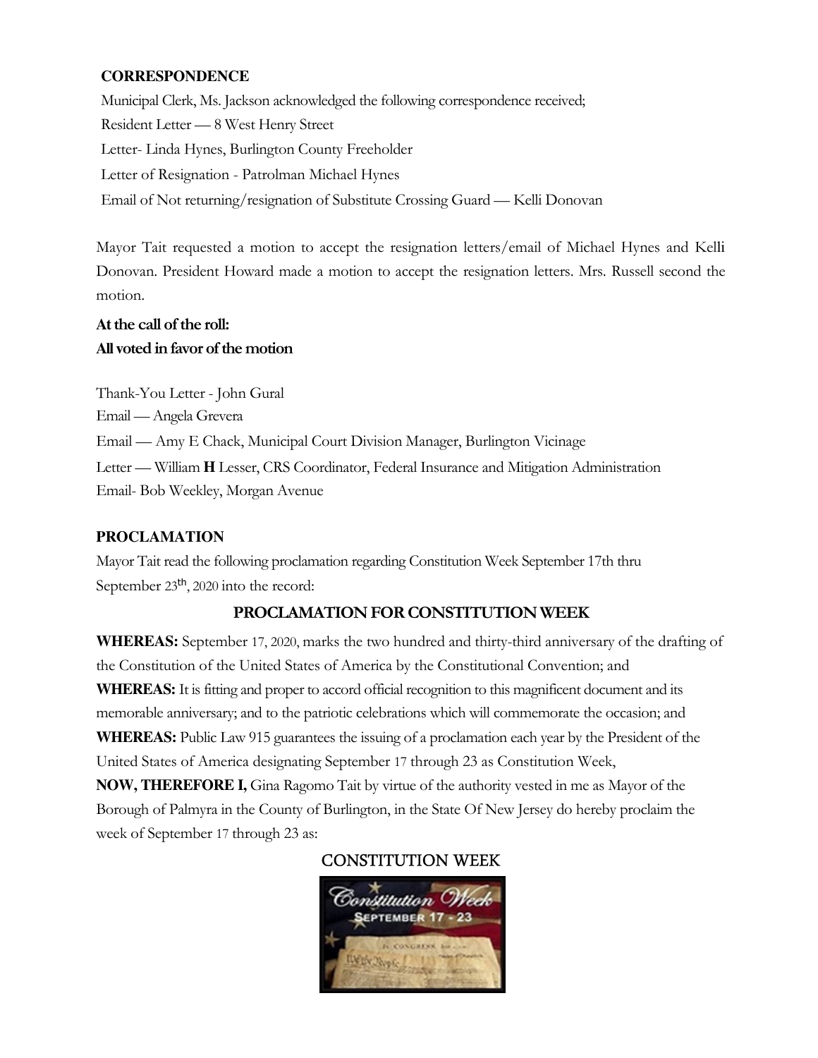**CORRESPONDENCE**

Municipal Clerk, Ms. Jackson acknowledged the following correspondence received;

Resident Letter — 8 West Henry Street

Letter- Linda Hynes, Burlington County Freeholder

Letter of Resignation - Patrolman Michael Hynes

Email of Not returning/resignation of Substitute Crossing Guard — Kelli Donovan

Mayor Tait requested a motion to accept the resignation letters/email of Michael Hynes and Kelli Donovan. President Howard made a motion to accept the resignation letters. Mrs. Russell second the motion.

**At the call of the roll:**
**All voted in favor of the motion**

Thank-You Letter - John Gural

Email — Angela Grevera

Email — Amy E Chack, Municipal Court Division Manager, Burlington Vicinage

Letter — William **H** Lesser, CRS Coordinator, Federal Insurance and Mitigation Administration

Email- Bob Weekley, Morgan Avenue

**PROCLAMATION**

Mayor Tait read the following proclamation regarding Constitution Week September 17th thru September 23th, 2020 into the record:

**PROCLAMATION FOR CONSTITUTION WEEK**

**WHEREAS:** September 17, 2020, marks the two hundred and thirty-third anniversary of the drafting of the Constitution of the United States of America by the Constitutional Convention; and

**WHEREAS:** It is fitting and proper to accord official recognition to this magnificent document and its memorable anniversary; and to the patriotic celebrations which will commemorate the occasion; and

**WHEREAS:** Public Law 915 guarantees the issuing of a proclamation each year by the President of the United States of America designating September 17 through 23 as Constitution Week,

**NOW, THEREFORE I,** Gina Ragomo Tait by virtue of the authority vested in me as Mayor of the Borough of Palmyra in the County of Burlington, in the State Of New Jersey do hereby proclaim the week of September 17 through 23 as:

CONSTITUTION WEEK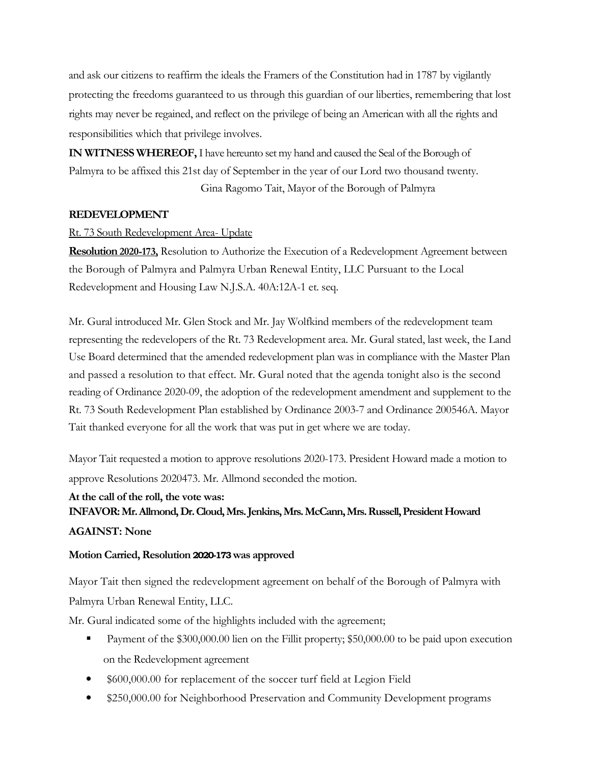and ask our citizens to reaffirm the ideals the Framers of the Constitution had in 1787 by vigilantly protecting the freedoms guaranteed to us through this guardian of our liberties, remembering that lost rights may never be regained, and reflect on the privilege of being an American with all the rights and responsibilities which that privilege involves.

**IN WITNESS WHEREOF,** I have hereunto set my hand and caused the Seal of the Borough of Palmyra to be affixed this 21st day of September in the year of our Lord two thousand twenty.

Gina Ragomo Tait, Mayor of the Borough of Palmyra

**REDEVELOPMENT**

Rt. 73 South Redevelopment Area- Update

**Resolution 2020-173,** Resolution to Authorize the Execution of a Redevelopment Agreement between the Borough of Palmyra and Palmyra Urban Renewal Entity, LLC Pursuant to the Local Redevelopment and Housing Law N.J.S.A. 40A:12A-1 et. seq.

Mr. Gural introduced Mr. Glen Stock and Mr. Jay Wolfkind members of the redevelopment team representing the redevelopers of the Rt. 73 Redevelopment area. Mr. Gural stated, last week, the Land Use Board determined that the amended redevelopment plan was in compliance with the Master Plan and passed a resolution to that effect. Mr. Gural noted that the agenda tonight also is the second reading of Ordinance 2020-09, the adoption of the redevelopment amendment and supplement to the Rt. 73 South Redevelopment Plan established by Ordinance 2003-7 and Ordinance 200546A. Mayor Tait thanked everyone for all the work that was put in get where we are today.

Mayor Tait requested a motion to approve resolutions 2020-173. President Howard made a motion to approve Resolutions 2020473. Mr. Allmond seconded the motion.

**At the call of the roll, the vote was:**
**INFAVOR: Mr. Allmond, Dr. Cloud, Mrs. Jenkins, Mrs. McCann, Mrs. Russell, President Howard**
**AGAINST: None**

**Motion Carried, Resolution 2020-173 was approved**

Mayor Tait then signed the redevelopment agreement on behalf of the Borough of Palmyra with Palmyra Urban Renewal Entity, LLC.

Mr. Gural indicated some of the highlights included with the agreement;

- Payment of the $300,000.00 lien on the Fillit property; $50,000.00 to be paid upon execution on the Redevelopment agreement
- $600,000.00 for replacement of the soccer turf field at Legion Field
- $250,000.00 for Neighborhood Preservation and Community Development programs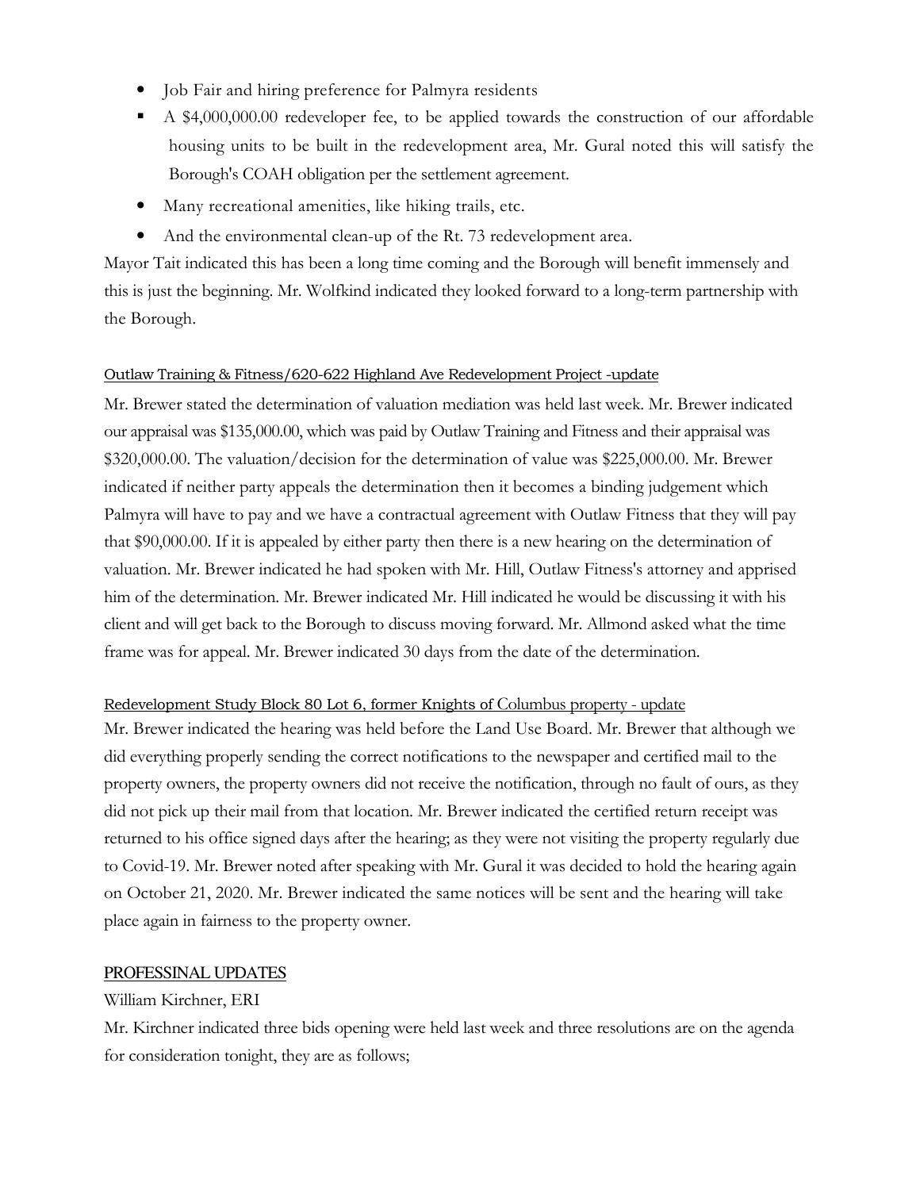- Job Fair and hiring preference for Palmyra residents
- A $4,000,000.00 redeveloper fee, to be applied towards the construction of our affordable housing units to be built in the redevelopment area, Mr. Gural noted this will satisfy the Borough's COAH obligation per the settlement agreement.
- Many recreational amenities, like hiking trails, etc.
- And the environmental clean-up of the Rt. 73 redevelopment area.

Mayor Tait indicated this has been a long time coming and the Borough will benefit immensely and this is just the beginning. Mr. Wolfkind indicated they looked forward to a long-term partnership with the Borough.

Outlaw Training & Fitness/620-622 Highland Ave Redevelopment Project -update

Mr. Brewer stated the determination of valuation mediation was held last week. Mr. Brewer indicated our appraisal was $135,000.00, which was paid by Outlaw Training and Fitness and their appraisal was $320,000.00. The valuation/decision for the determination of value was $225,000.00. Mr. Brewer indicated if neither party appeals the determination then it becomes a binding judgement which Palmyra will have to pay and we have a contractual agreement with Outlaw Fitness that they will pay that $90,000.00. If it is appealed by either party then there is a new hearing on the determination of valuation. Mr. Brewer indicated he had spoken with Mr. Hill, Outlaw Fitness's attorney and apprised him of the determination. Mr. Brewer indicated Mr. Hill indicated he would be discussing it with his client and will get back to the Borough to discuss moving forward. Mr. Allmond asked what the time frame was for appeal. Mr. Brewer indicated 30 days from the date of the determination.

Redevelopment Study Block 80 Lot 6, former Knights of Columbus property - update

Mr. Brewer indicated the hearing was held before the Land Use Board. Mr. Brewer that although we did everything properly sending the correct notifications to the newspaper and certified mail to the property owners, the property owners did not receive the notification, through no fault of ours, as they did not pick up their mail from that location. Mr. Brewer indicated the certified return receipt was returned to his office signed days after the hearing; as they were not visiting the property regularly due to Covid-19. Mr. Brewer noted after speaking with Mr. Gural it was decided to hold the hearing again on October 21, 2020. Mr. Brewer indicated the same notices will be sent and the hearing will take place again in fairness to the property owner.

## PROFESSINAL UPDATES

William Kirchner, ERI

Mr. Kirchner indicated three bids opening were held last week and three resolutions are on the agenda for consideration tonight, they are as follows;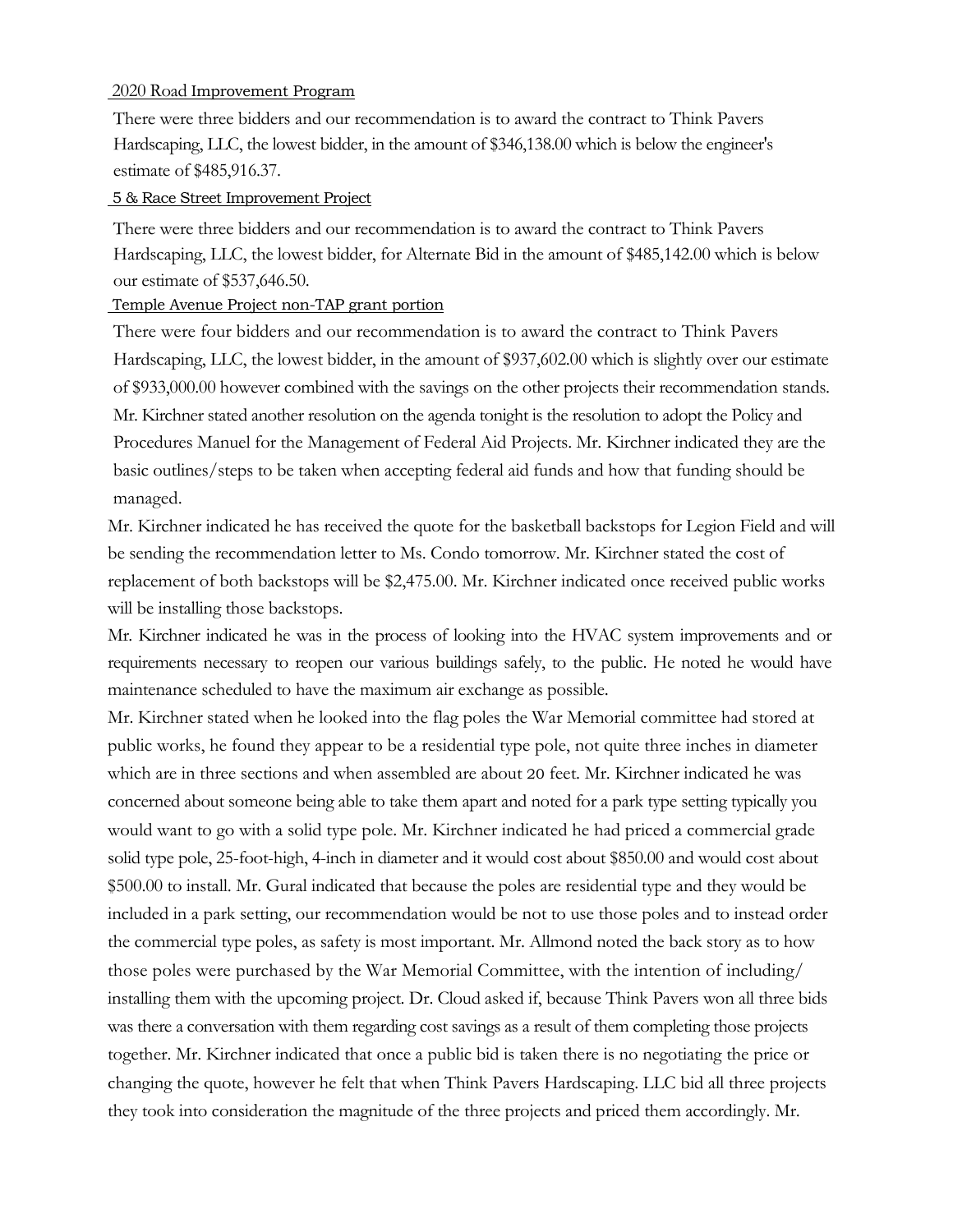2020 Road Improvement Program

There were three bidders and our recommendation is to award the contract to Think Pavers Hardscaping, LLC, the lowest bidder, in the amount of $346,138.00 which is below the engineer's estimate of $485,916.37.

5 & Race Street Improvement Project

There were three bidders and our recommendation is to award the contract to Think Pavers Hardscaping, LLC, the lowest bidder, for Alternate Bid in the amount of $485,142.00 which is below our estimate of $537,646.50.

Temple Avenue Project non-TAP grant portion

There were four bidders and our recommendation is to award the contract to Think Pavers Hardscaping, LLC, the lowest bidder, in the amount of $937,602.00 which is slightly over our estimate of $933,000.00 however combined with the savings on the other projects their recommendation stands. Mr. Kirchner stated another resolution on the agenda tonight is the resolution to adopt the Policy and Procedures Manuel for the Management of Federal Aid Projects. Mr. Kirchner indicated they are the basic outlines/steps to be taken when accepting federal aid funds and how that funding should be managed.

Mr. Kirchner indicated he has received the quote for the basketball backstops for Legion Field and will be sending the recommendation letter to Ms. Condo tomorrow. Mr. Kirchner stated the cost of replacement of both backstops will be $2,475.00. Mr. Kirchner indicated once received public works will be installing those backstops.

Mr. Kirchner indicated he was in the process of looking into the HVAC system improvements and or requirements necessary to reopen our various buildings safely, to the public. He noted he would have maintenance scheduled to have the maximum air exchange as possible.

Mr. Kirchner stated when he looked into the flag poles the War Memorial committee had stored at public works, he found they appear to be a residential type pole, not quite three inches in diameter which are in three sections and when assembled are about 20 feet. Mr. Kirchner indicated he was concerned about someone being able to take them apart and noted for a park type setting typically you would want to go with a solid type pole. Mr. Kirchner indicated he had priced a commercial grade solid type pole, 25-foot-high, 4-inch in diameter and it would cost about $850.00 and would cost about $500.00 to install. Mr. Gural indicated that because the poles are residential type and they would be included in a park setting, our recommendation would be not to use those poles and to instead order the commercial type poles, as safety is most important. Mr. Allmond noted the back story as to how those poles were purchased by the War Memorial Committee, with the intention of including/ installing them with the upcoming project. Dr. Cloud asked if, because Think Pavers won all three bids was there a conversation with them regarding cost savings as a result of them completing those projects together. Mr. Kirchner indicated that once a public bid is taken there is no negotiating the price or changing the quote, however he felt that when Think Pavers Hardscaping. LLC bid all three projects they took into consideration the magnitude of the three projects and priced them accordingly. Mr.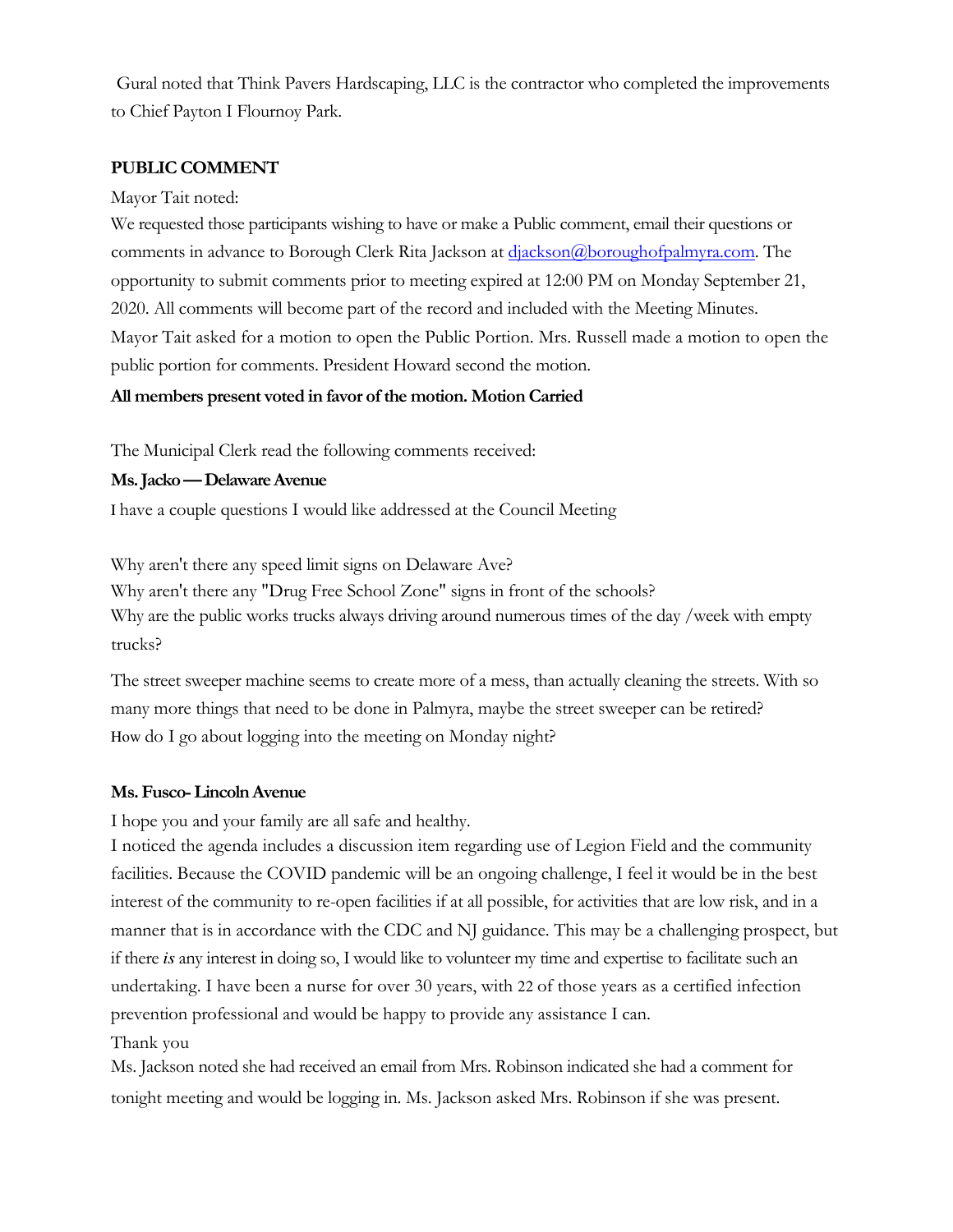Gural noted that Think Pavers Hardscaping, LLC is the contractor who completed the improvements to Chief Payton I Flournoy Park.

**PUBLIC COMMENT**

Mayor Tait noted:

We requested those participants wishing to have or make a Public comment, email their questions or comments in advance to Borough Clerk Rita Jackson at djackson@boroughofpalmyra.com. The opportunity to submit comments prior to meeting expired at 12:00 PM on Monday September 21, 2020. All comments will become part of the record and included with the Meeting Minutes.

Mayor Tait asked for a motion to open the Public Portion. Mrs. Russell made a motion to open the public portion for comments. President Howard second the motion.

**All members present voted in favor of the motion. Motion Carried**

The Municipal Clerk read the following comments received:

**Ms. Jacko — Delaware Avenue**

I have a couple questions I would like addressed at the Council Meeting

Why aren't there any speed limit signs on Delaware Ave?

Why aren't there any "Drug Free School Zone" signs in front of the schools?

Why are the public works trucks always driving around numerous times of the day /week with empty trucks?

The street sweeper machine seems to create more of a mess, than actually cleaning the streets. With so many more things that need to be done in Palmyra, maybe the street sweeper can be retired?

How do I go about logging into the meeting on Monday night?

**Ms. Fusco- Lincoln Avenue**

I hope you and your family are all safe and healthy.

I noticed the agenda includes a discussion item regarding use of Legion Field and the community facilities. Because the COVID pandemic will be an ongoing challenge, I feel it would be in the best interest of the community to re-open facilities if at all possible, for activities that are low risk, and in a manner that is in accordance with the CDC and NJ guidance. This may be a challenging prospect, but if there *is* any interest in doing so, I would like to volunteer my time and expertise to facilitate such an undertaking. I have been a nurse for over 30 years, with 22 of those years as a certified infection prevention professional and would be happy to provide any assistance I can.

Thank you

Ms. Jackson noted she had received an email from Mrs. Robinson indicated she had a comment for tonight meeting and would be logging in. Ms. Jackson asked Mrs. Robinson if she was present.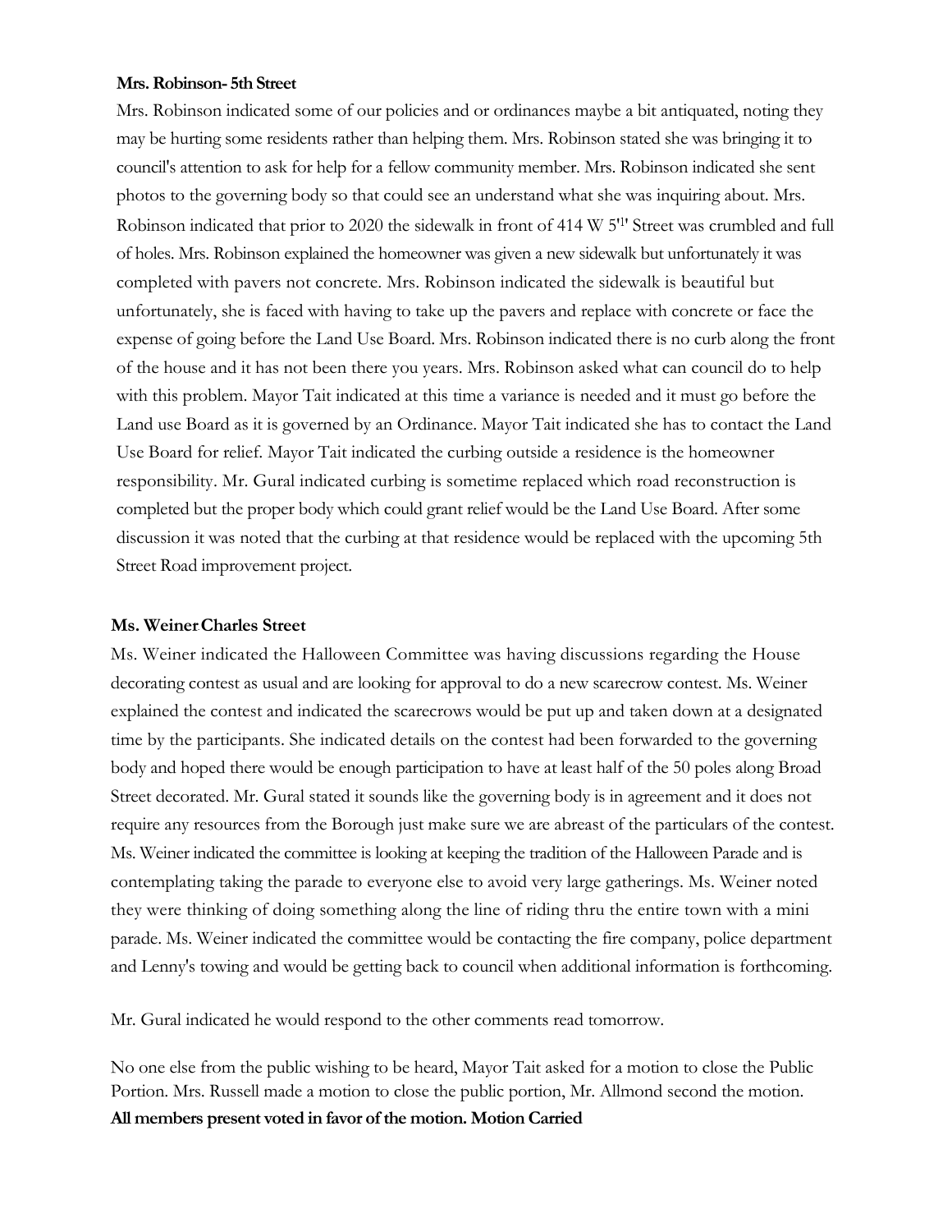**Mrs. Robinson- 5th Street**

Mrs. Robinson indicated some of our policies and or ordinances maybe a bit antiquated, noting they may be hurting some residents rather than helping them. Mrs. Robinson stated she was bringing it to council's attention to ask for help for a fellow community member. Mrs. Robinson indicated she sent photos to the governing body so that could see an understand what she was inquiring about. Mrs. Robinson indicated that prior to 2020 the sidewalk in front of 414 W 5'l' Street was crumbled and full of holes. Mrs. Robinson explained the homeowner was given a new sidewalk but unfortunately it was completed with pavers not concrete. Mrs. Robinson indicated the sidewalk is beautiful but unfortunately, she is faced with having to take up the pavers and replace with concrete or face the expense of going before the Land Use Board. Mrs. Robinson indicated there is no curb along the front of the house and it has not been there you years. Mrs. Robinson asked what can council do to help with this problem. Mayor Tait indicated at this time a variance is needed and it must go before the Land use Board as it is governed by an Ordinance. Mayor Tait indicated she has to contact the Land Use Board for relief. Mayor Tait indicated the curbing outside a residence is the homeowner responsibility. Mr. Gural indicated curbing is sometime replaced which road reconstruction is completed but the proper body which could grant relief would be the Land Use Board. After some discussion it was noted that the curbing at that residence would be replaced with the upcoming 5th Street Road improvement project.

**Ms. Weiner Charles Street**

Ms. Weiner indicated the Halloween Committee was having discussions regarding the House decorating contest as usual and are looking for approval to do a new scarecrow contest. Ms. Weiner explained the contest and indicated the scarecrows would be put up and taken down at a designated time by the participants. She indicated details on the contest had been forwarded to the governing body and hoped there would be enough participation to have at least half of the 50 poles along Broad Street decorated. Mr. Gural stated it sounds like the governing body is in agreement and it does not require any resources from the Borough just make sure we are abreast of the particulars of the contest. Ms. Weiner indicated the committee is looking at keeping the tradition of the Halloween Parade and is contemplating taking the parade to everyone else to avoid very large gatherings. Ms. Weiner noted they were thinking of doing something along the line of riding thru the entire town with a mini parade. Ms. Weiner indicated the committee would be contacting the fire company, police department and Lenny's towing and would be getting back to council when additional information is forthcoming.

Mr. Gural indicated he would respond to the other comments read tomorrow.

No one else from the public wishing to be heard, Mayor Tait asked for a motion to close the Public Portion. Mrs. Russell made a motion to close the public portion, Mr. Allmond second the motion. **All members present voted in favor of the motion. Motion Carried**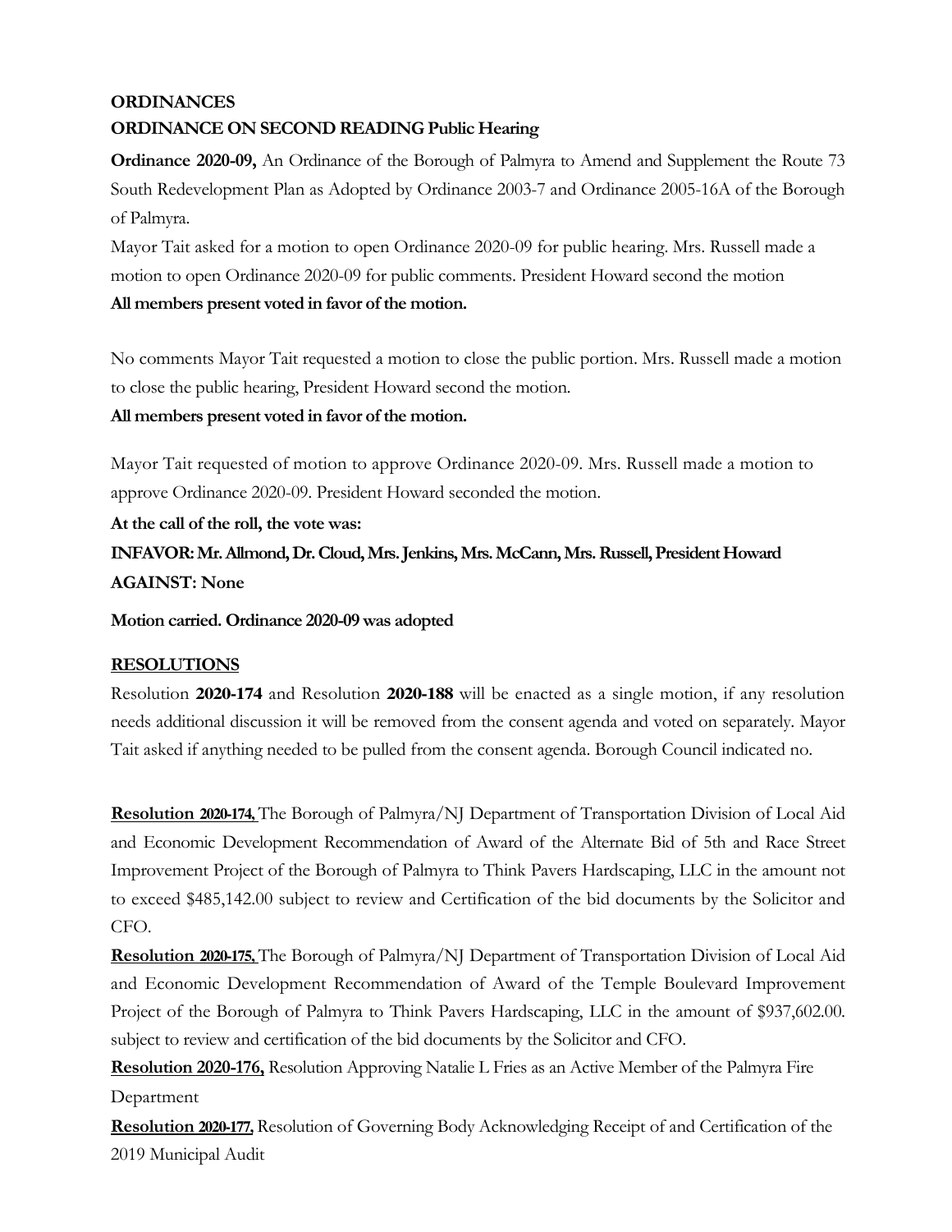**ORDINANCES**

**ORDINANCE ON SECOND READING Public Hearing**

**Ordinance 2020-09,** An Ordinance of the Borough of Palmyra to Amend and Supplement the Route 73 South Redevelopment Plan as Adopted by Ordinance 2003-7 and Ordinance 2005-16A of the Borough of Palmyra.

Mayor Tait asked for a motion to open Ordinance 2020-09 for public hearing. Mrs. Russell made a motion to open Ordinance 2020-09 for public comments. President Howard second the motion

**All members present voted in favor of the motion.**

No comments Mayor Tait requested a motion to close the public portion. Mrs. Russell made a motion to close the public hearing, President Howard second the motion.

**All members present voted in favor of the motion.**

Mayor Tait requested of motion to approve Ordinance 2020-09. Mrs. Russell made a motion to approve Ordinance 2020-09. President Howard seconded the motion.

**At the call of the roll, the vote was:**

**INFAVOR: Mr. Allmond, Dr. Cloud, Mrs. Jenkins, Mrs. McCann, Mrs. Russell, President Howard**

**AGAINST: None**

**Motion carried. Ordinance 2020-09 was adopted**

**RESOLUTIONS**

Resolution **2020-174** and Resolution **2020-188** will be enacted as a single motion, if any resolution needs additional discussion it will be removed from the consent agenda and voted on separately. Mayor Tait asked if anything needed to be pulled from the consent agenda. Borough Council indicated no.

**Resolution 2020-174,** The Borough of Palmyra/NJ Department of Transportation Division of Local Aid and Economic Development Recommendation of Award of the Alternate Bid of 5th and Race Street Improvement Project of the Borough of Palmyra to Think Pavers Hardscaping, LLC in the amount not to exceed $485,142.00 subject to review and Certification of the bid documents by the Solicitor and CFO.

**Resolution 2020-175,** The Borough of Palmyra/NJ Department of Transportation Division of Local Aid and Economic Development Recommendation of Award of the Temple Boulevard Improvement Project of the Borough of Palmyra to Think Pavers Hardscaping, LLC in the amount of $937,602.00. subject to review and certification of the bid documents by the Solicitor and CFO.

**Resolution 2020-176,** Resolution Approving Natalie L Fries as an Active Member of the Palmyra Fire Department

**Resolution 2020-177,** Resolution of Governing Body Acknowledging Receipt of and Certification of the 2019 Municipal Audit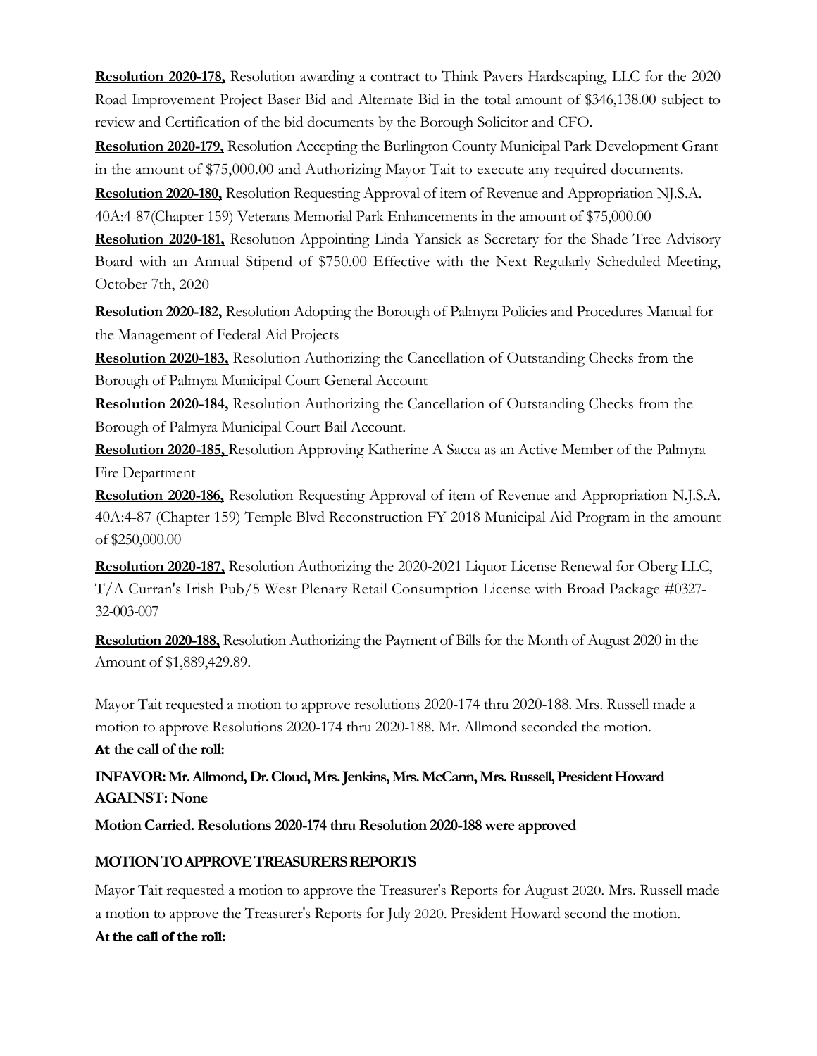**Resolution 2020-178,** Resolution awarding a contract to Think Pavers Hardscaping, LLC for the 2020 Road Improvement Project Baser Bid and Alternate Bid in the total amount of $346,138.00 subject to review and Certification of the bid documents by the Borough Solicitor and CFO.

**Resolution 2020-179,** Resolution Accepting the Burlington County Municipal Park Development Grant in the amount of $75,000.00 and Authorizing Mayor Tait to execute any required documents.

**Resolution 2020-180,** Resolution Requesting Approval of item of Revenue and Appropriation NJ.S.A. 40A:4-87(Chapter 159) Veterans Memorial Park Enhancements in the amount of $75,000.00

**Resolution 2020-181,** Resolution Appointing Linda Yansick as Secretary for the Shade Tree Advisory Board with an Annual Stipend of $750.00 Effective with the Next Regularly Scheduled Meeting, October 7th, 2020

**Resolution 2020-182,** Resolution Adopting the Borough of Palmyra Policies and Procedures Manual for the Management of Federal Aid Projects

**Resolution 2020-183,** Resolution Authorizing the Cancellation of Outstanding Checks from the Borough of Palmyra Municipal Court General Account

**Resolution 2020-184,** Resolution Authorizing the Cancellation of Outstanding Checks from the Borough of Palmyra Municipal Court Bail Account.

**Resolution 2020-185,** Resolution Approving Katherine A Sacca as an Active Member of the Palmyra Fire Department

**Resolution 2020-186,** Resolution Requesting Approval of item of Revenue and Appropriation N.J.S.A. 40A:4-87 (Chapter 159) Temple Blvd Reconstruction FY 2018 Municipal Aid Program in the amount of $250,000.00

**Resolution 2020-187,** Resolution Authorizing the 2020-2021 Liquor License Renewal for Oberg LLC, T/A Curran's Irish Pub/5 West Plenary Retail Consumption License with Broad Package #0327-32-003-007

**Resolution 2020-188,** Resolution Authorizing the Payment of Bills for the Month of August 2020 in the Amount of $1,889,429.89.

Mayor Tait requested a motion to approve resolutions 2020-174 thru 2020-188. Mrs. Russell made a motion to approve Resolutions 2020-174 thru 2020-188. Mr. Allmond seconded the motion.

**At the call of the roll:**

**INFAVOR: Mr. Allmond, Dr. Cloud, Mrs. Jenkins, Mrs. McCann, Mrs. Russell, President Howard**
**AGAINST: None**

**Motion Carried. Resolutions 2020-174 thru Resolution 2020-188 were approved**

**MOTION TO APPROVE TREASURERS REPORTS**

Mayor Tait requested a motion to approve the Treasurer's Reports for August 2020. Mrs. Russell made a motion to approve the Treasurer's Reports for July 2020. President Howard second the motion.

**At the call of the roll:**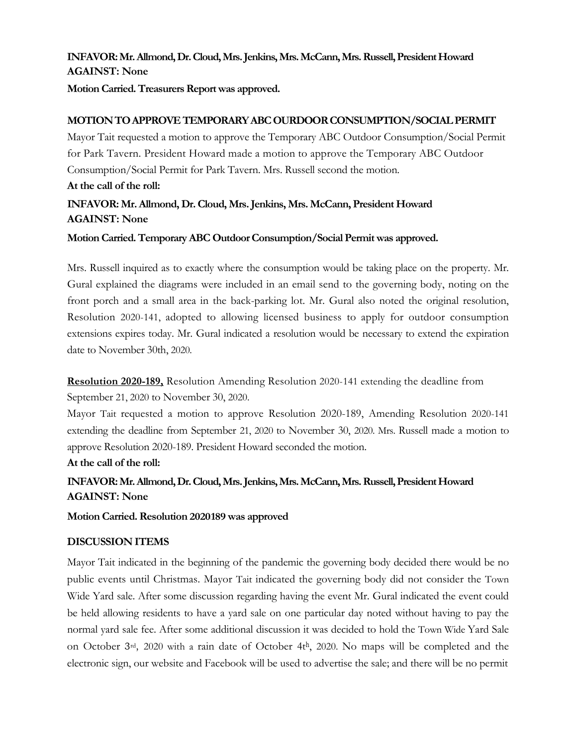**INFAVOR: Mr. Allmond, Dr. Cloud, Mrs. Jenkins, Mrs. McCann, Mrs. Russell, President Howard**
**AGAINST: None**

**Motion Carried. Treasurers Report was approved.**

**MOTION TO APPROVE TEMPORARY ABC OURDOOR CONSUMPTION/SOCIAL PERMIT**

Mayor Tait requested a motion to approve the Temporary ABC Outdoor Consumption/Social Permit for Park Tavern. President Howard made a motion to approve the Temporary ABC Outdoor Consumption/Social Permit for Park Tavern. Mrs. Russell second the motion.

**At the call of the roll:**

**INFAVOR: Mr. Allmond, Dr. Cloud, Mrs. Jenkins, Mrs. McCann, President Howard**
**AGAINST: None**

**Motion Carried. Temporary ABC Outdoor Consumption/Social Permit was approved.**

Mrs. Russell inquired as to exactly where the consumption would be taking place on the property. Mr. Gural explained the diagrams were included in an email send to the governing body, noting on the front porch and a small area in the back-parking lot. Mr. Gural also noted the original resolution, Resolution 2020-141, adopted to allowing licensed business to apply for outdoor consumption extensions expires today. Mr. Gural indicated a resolution would be necessary to extend the expiration date to November 30th, 2020.

**Resolution 2020-189,** Resolution Amending Resolution 2020-141 extending the deadline from September 21, 2020 to November 30, 2020.

Mayor Tait requested a motion to approve Resolution 2020-189, Amending Resolution 2020-141 extending the deadline from September 21, 2020 to November 30, 2020. Mrs. Russell made a motion to approve Resolution 2020-189. President Howard seconded the motion.

**At the call of the roll:**

**INFAVOR: Mr. Allmond, Dr. Cloud, Mrs. Jenkins, Mrs. McCann, Mrs. Russell, President Howard**
**AGAINST: None**

**Motion Carried. Resolution 2020189 was approved**

**DISCUSSION ITEMS**

Mayor Tait indicated in the beginning of the pandemic the governing body decided there would be no public events until Christmas. Mayor Tait indicated the governing body did not consider the Town Wide Yard sale. After some discussion regarding having the event Mr. Gural indicated the event could be held allowing residents to have a yard sale on one particular day noted without having to pay the normal yard sale fee. After some additional discussion it was decided to hold the Town Wide Yard Sale on October 3rd, 2020 with a rain date of October 4th, 2020. No maps will be completed and the electronic sign, our website and Facebook will be used to advertise the sale; and there will be no permit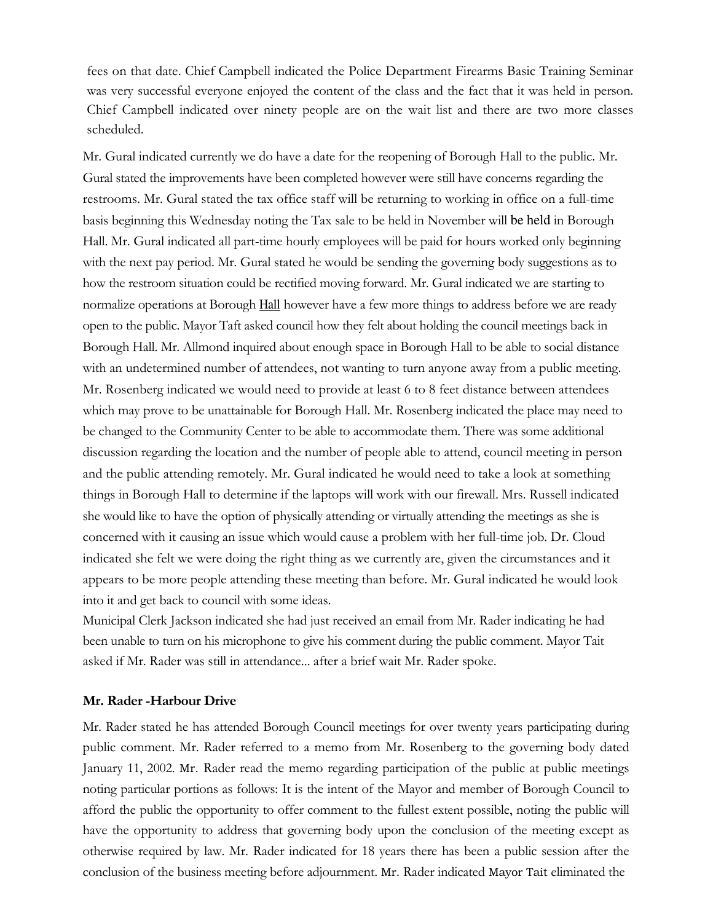fees on that date. Chief Campbell indicated the Police Department Firearms Basic Training Seminar was very successful everyone enjoyed the content of the class and the fact that it was held in person. Chief Campbell indicated over ninety people are on the wait list and there are two more classes scheduled.

Mr. Gural indicated currently we do have a date for the reopening of Borough Hall to the public. Mr. Gural stated the improvements have been completed however were still have concerns regarding the restrooms. Mr. Gural stated the tax office staff will be returning to working in office on a full-time basis beginning this Wednesday noting the Tax sale to be held in November will be held in Borough Hall. Mr. Gural indicated all part-time hourly employees will be paid for hours worked only beginning with the next pay period. Mr. Gural stated he would be sending the governing body suggestions as to how the restroom situation could be rectified moving forward. Mr. Gural indicated we are starting to normalize operations at Borough Hall however have a few more things to address before we are ready open to the public. Mayor Taft asked council how they felt about holding the council meetings back in Borough Hall. Mr. Allmond inquired about enough space in Borough Hall to be able to social distance with an undetermined number of attendees, not wanting to turn anyone away from a public meeting. Mr. Rosenberg indicated we would need to provide at least 6 to 8 feet distance between attendees which may prove to be unattainable for Borough Hall. Mr. Rosenberg indicated the place may need to be changed to the Community Center to be able to accommodate them. There was some additional discussion regarding the location and the number of people able to attend, council meeting in person and the public attending remotely. Mr. Gural indicated he would need to take a look at something things in Borough Hall to determine if the laptops will work with our firewall. Mrs. Russell indicated she would like to have the option of physically attending or virtually attending the meetings as she is concerned with it causing an issue which would cause a problem with her full-time job. Dr. Cloud indicated she felt we were doing the right thing as we currently are, given the circumstances and it appears to be more people attending these meeting than before. Mr. Gural indicated he would look into it and get back to council with some ideas.

Municipal Clerk Jackson indicated she had just received an email from Mr. Rader indicating he had been unable to turn on his microphone to give his comment during the public comment. Mayor Tait asked if Mr. Rader was still in attendance... after a brief wait Mr. Rader spoke.

**Mr. Rader -Harbour Drive**

Mr. Rader stated he has attended Borough Council meetings for over twenty years participating during public comment. Mr. Rader referred to a memo from Mr. Rosenberg to the governing body dated January 11, 2002. Mr. Rader read the memo regarding participation of the public at public meetings noting particular portions as follows: It is the intent of the Mayor and member of Borough Council to afford the public the opportunity to offer comment to the fullest extent possible, noting the public will have the opportunity to address that governing body upon the conclusion of the meeting except as otherwise required by law. Mr. Rader indicated for 18 years there has been a public session after the conclusion of the business meeting before adjournment. Mr. Rader indicated Mayor Tait eliminated the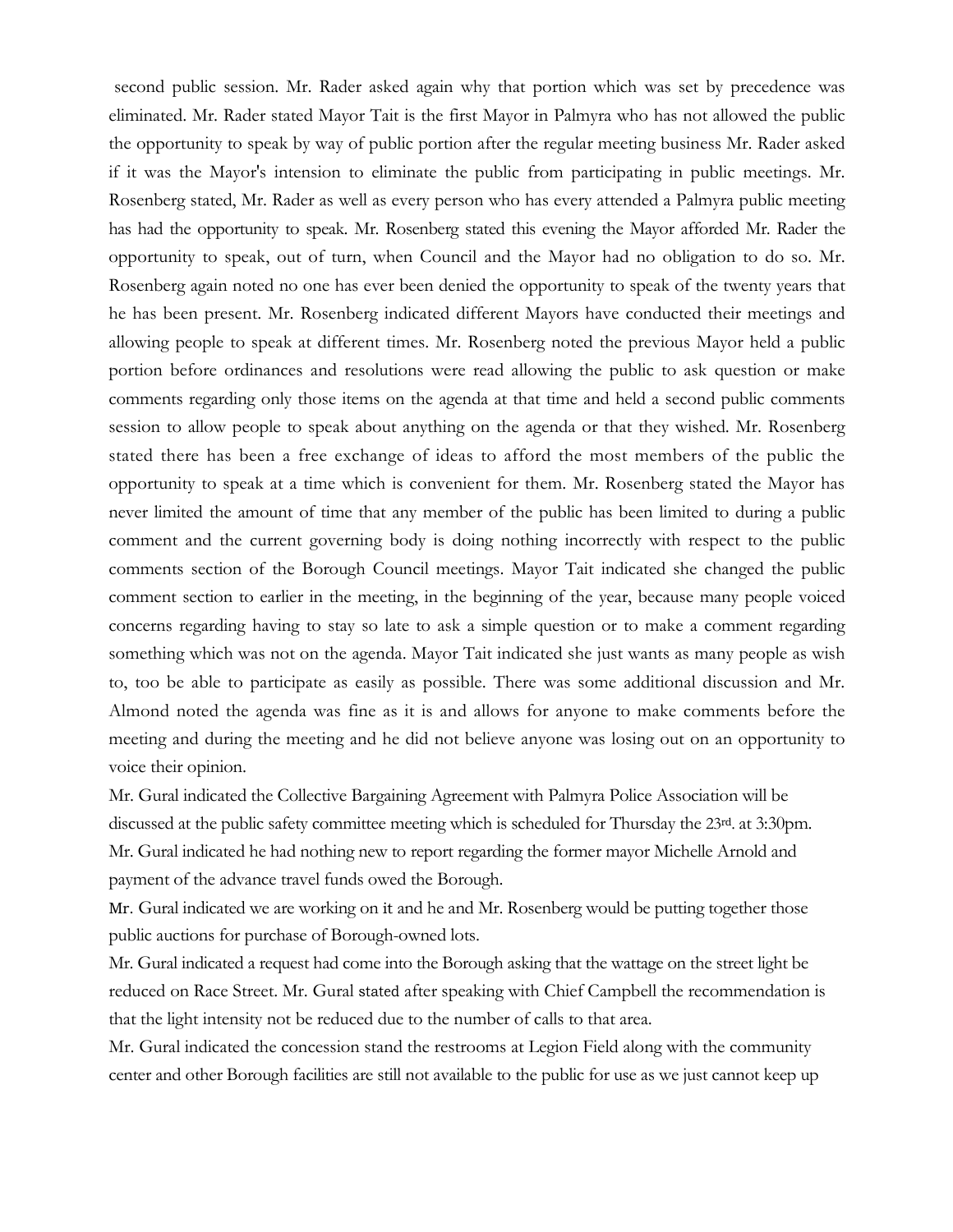second public session. Mr. Rader asked again why that portion which was set by precedence was eliminated. Mr. Rader stated Mayor Tait is the first Mayor in Palmyra who has not allowed the public the opportunity to speak by way of public portion after the regular meeting business Mr. Rader asked if it was the Mayor's intension to eliminate the public from participating in public meetings. Mr. Rosenberg stated, Mr. Rader as well as every person who has every attended a Palmyra public meeting has had the opportunity to speak. Mr. Rosenberg stated this evening the Mayor afforded Mr. Rader the opportunity to speak, out of turn, when Council and the Mayor had no obligation to do so. Mr. Rosenberg again noted no one has ever been denied the opportunity to speak of the twenty years that he has been present. Mr. Rosenberg indicated different Mayors have conducted their meetings and allowing people to speak at different times. Mr. Rosenberg noted the previous Mayor held a public portion before ordinances and resolutions were read allowing the public to ask question or make comments regarding only those items on the agenda at that time and held a second public comments session to allow people to speak about anything on the agenda or that they wished. Mr. Rosenberg stated there has been a free exchange of ideas to afford the most members of the public the opportunity to speak at a time which is convenient for them. Mr. Rosenberg stated the Mayor has never limited the amount of time that any member of the public has been limited to during a public comment and the current governing body is doing nothing incorrectly with respect to the public comments section of the Borough Council meetings. Mayor Tait indicated she changed the public comment section to earlier in the meeting, in the beginning of the year, because many people voiced concerns regarding having to stay so late to ask a simple question or to make a comment regarding something which was not on the agenda. Mayor Tait indicated she just wants as many people as wish to, too be able to participate as easily as possible. There was some additional discussion and Mr. Almond noted the agenda was fine as it is and allows for anyone to make comments before the meeting and during the meeting and he did not believe anyone was losing out on an opportunity to voice their opinion.

Mr. Gural indicated the Collective Bargaining Agreement with Palmyra Police Association will be discussed at the public safety committee meeting which is scheduled for Thursday the 23rd. at 3:30pm.

Mr. Gural indicated he had nothing new to report regarding the former mayor Michelle Arnold and payment of the advance travel funds owed the Borough.

Mr. Gural indicated we are working on it and he and Mr. Rosenberg would be putting together those public auctions for purchase of Borough-owned lots.

Mr. Gural indicated a request had come into the Borough asking that the wattage on the street light be reduced on Race Street. Mr. Gural stated after speaking with Chief Campbell the recommendation is that the light intensity not be reduced due to the number of calls to that area.

Mr. Gural indicated the concession stand the restrooms at Legion Field along with the community center and other Borough facilities are still not available to the public for use as we just cannot keep up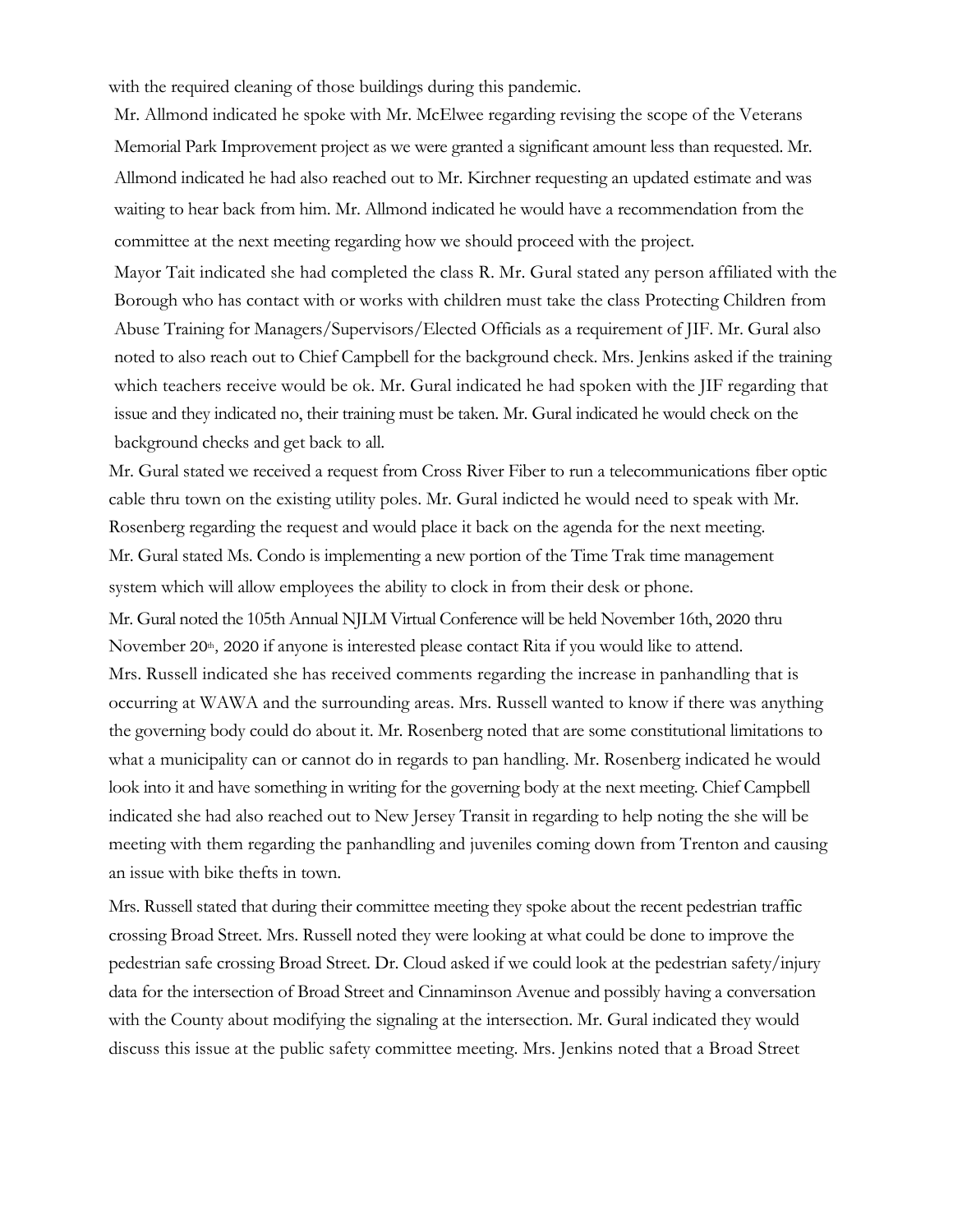with the required cleaning of those buildings during this pandemic.

Mr. Allmond indicated he spoke with Mr. McElwee regarding revising the scope of the Veterans Memorial Park Improvement project as we were granted a significant amount less than requested. Mr. Allmond indicated he had also reached out to Mr. Kirchner requesting an updated estimate and was waiting to hear back from him. Mr. Allmond indicated he would have a recommendation from the committee at the next meeting regarding how we should proceed with the project.

Mayor Tait indicated she had completed the class R. Mr. Gural stated any person affiliated with the Borough who has contact with or works with children must take the class Protecting Children from Abuse Training for Managers/Supervisors/Elected Officials as a requirement of JIF. Mr. Gural also noted to also reach out to Chief Campbell for the background check. Mrs. Jenkins asked if the training which teachers receive would be ok. Mr. Gural indicated he had spoken with the JIF regarding that issue and they indicated no, their training must be taken. Mr. Gural indicated he would check on the background checks and get back to all.

Mr. Gural stated we received a request from Cross River Fiber to run a telecommunications fiber optic cable thru town on the existing utility poles. Mr. Gural indicted he would need to speak with Mr. Rosenberg regarding the request and would place it back on the agenda for the next meeting.

Mr. Gural stated Ms. Condo is implementing a new portion of the Time Trak time management system which will allow employees the ability to clock in from their desk or phone.

Mr. Gural noted the 105th Annual NJLM Virtual Conference will be held November 16th, 2020 thru November 20th, 2020 if anyone is interested please contact Rita if you would like to attend.

Mrs. Russell indicated she has received comments regarding the increase in panhandling that is occurring at WAWA and the surrounding areas. Mrs. Russell wanted to know if there was anything the governing body could do about it. Mr. Rosenberg noted that are some constitutional limitations to what a municipality can or cannot do in regards to pan handling. Mr. Rosenberg indicated he would look into it and have something in writing for the governing body at the next meeting. Chief Campbell indicated she had also reached out to New Jersey Transit in regarding to help noting the she will be meeting with them regarding the panhandling and juveniles coming down from Trenton and causing an issue with bike thefts in town.

Mrs. Russell stated that during their committee meeting they spoke about the recent pedestrian traffic crossing Broad Street. Mrs. Russell noted they were looking at what could be done to improve the pedestrian safe crossing Broad Street. Dr. Cloud asked if we could look at the pedestrian safety/injury data for the intersection of Broad Street and Cinnaminson Avenue and possibly having a conversation with the County about modifying the signaling at the intersection. Mr. Gural indicated they would discuss this issue at the public safety committee meeting. Mrs. Jenkins noted that a Broad Street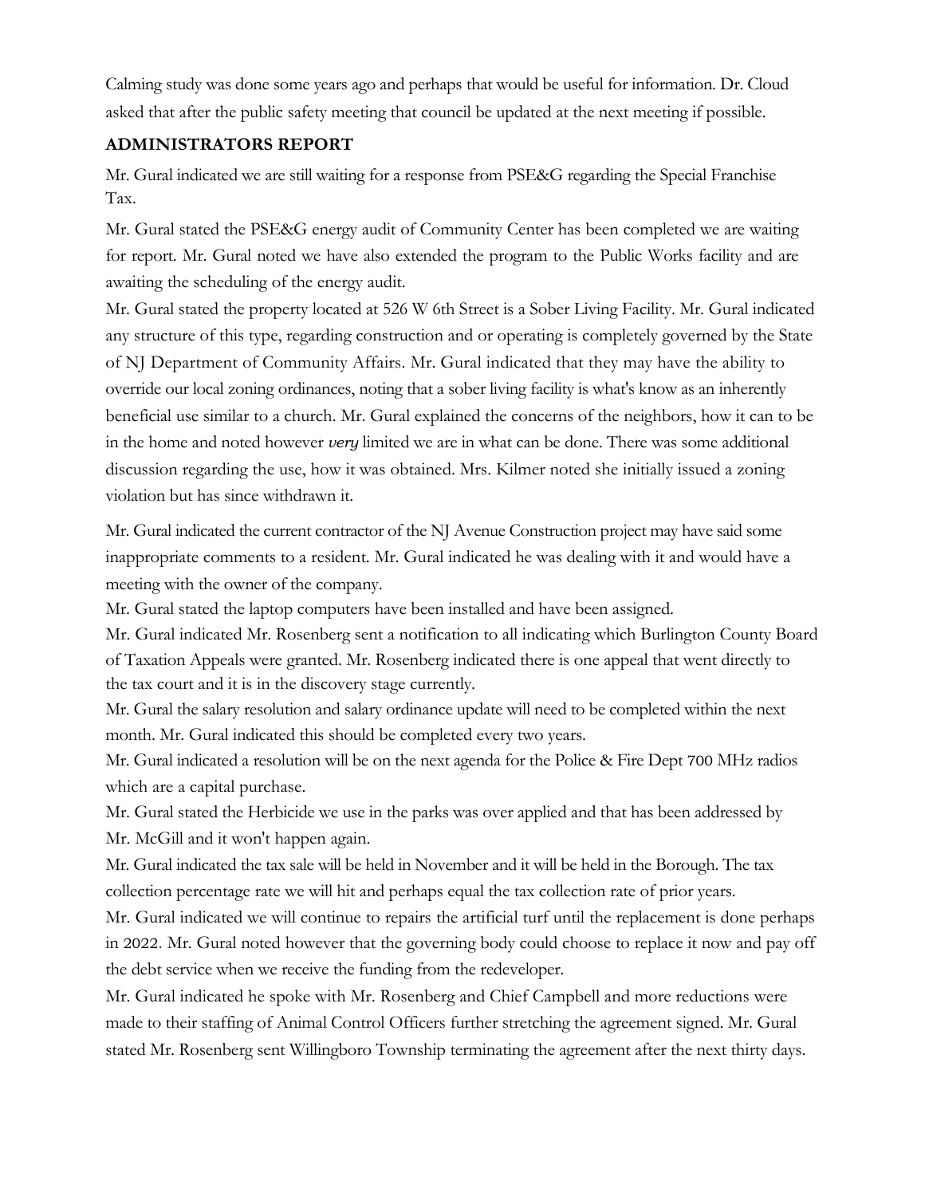Calming study was done some years ago and perhaps that would be useful for information. Dr. Cloud asked that after the public safety meeting that council be updated at the next meeting if possible.

**ADMINISTRATORS REPORT**

Mr. Gural indicated we are still waiting for a response from PSE&G regarding the Special Franchise Tax.

Mr. Gural stated the PSE&G energy audit of Community Center has been completed we are waiting for report. Mr. Gural noted we have also extended the program to the Public Works facility and are awaiting the scheduling of the energy audit.

Mr. Gural stated the property located at 526 W 6th Street is a Sober Living Facility. Mr. Gural indicated any structure of this type, regarding construction and or operating is completely governed by the State of NJ Department of Community Affairs. Mr. Gural indicated that they may have the ability to override our local zoning ordinances, noting that a sober living facility is what's know as an inherently beneficial use similar to a church. Mr. Gural explained the concerns of the neighbors, how it can to be in the home and noted however *very* limited we are in what can be done. There was some additional discussion regarding the use, how it was obtained. Mrs. Kilmer noted she initially issued a zoning violation but has since withdrawn it.

Mr. Gural indicated the current contractor of the NJ Avenue Construction project may have said some inappropriate comments to a resident. Mr. Gural indicated he was dealing with it and would have a meeting with the owner of the company.

Mr. Gural stated the laptop computers have been installed and have been assigned.

Mr. Gural indicated Mr. Rosenberg sent a notification to all indicating which Burlington County Board of Taxation Appeals were granted. Mr. Rosenberg indicated there is one appeal that went directly to the tax court and it is in the discovery stage currently.

Mr. Gural the salary resolution and salary ordinance update will need to be completed within the next month. Mr. Gural indicated this should be completed every two years.

Mr. Gural indicated a resolution will be on the next agenda for the Police & Fire Dept 700 MHz radios which are a capital purchase.

Mr. Gural stated the Herbicide we use in the parks was over applied and that has been addressed by Mr. McGill and it won't happen again.

Mr. Gural indicated the tax sale will be held in November and it will be held in the Borough. The tax collection percentage rate we will hit and perhaps equal the tax collection rate of prior years.

Mr. Gural indicated we will continue to repairs the artificial turf until the replacement is done perhaps in 2022. Mr. Gural noted however that the governing body could choose to replace it now and pay off the debt service when we receive the funding from the redeveloper.

Mr. Gural indicated he spoke with Mr. Rosenberg and Chief Campbell and more reductions were made to their staffing of Animal Control Officers further stretching the agreement signed. Mr. Gural stated Mr. Rosenberg sent Willingboro Township terminating the agreement after the next thirty days.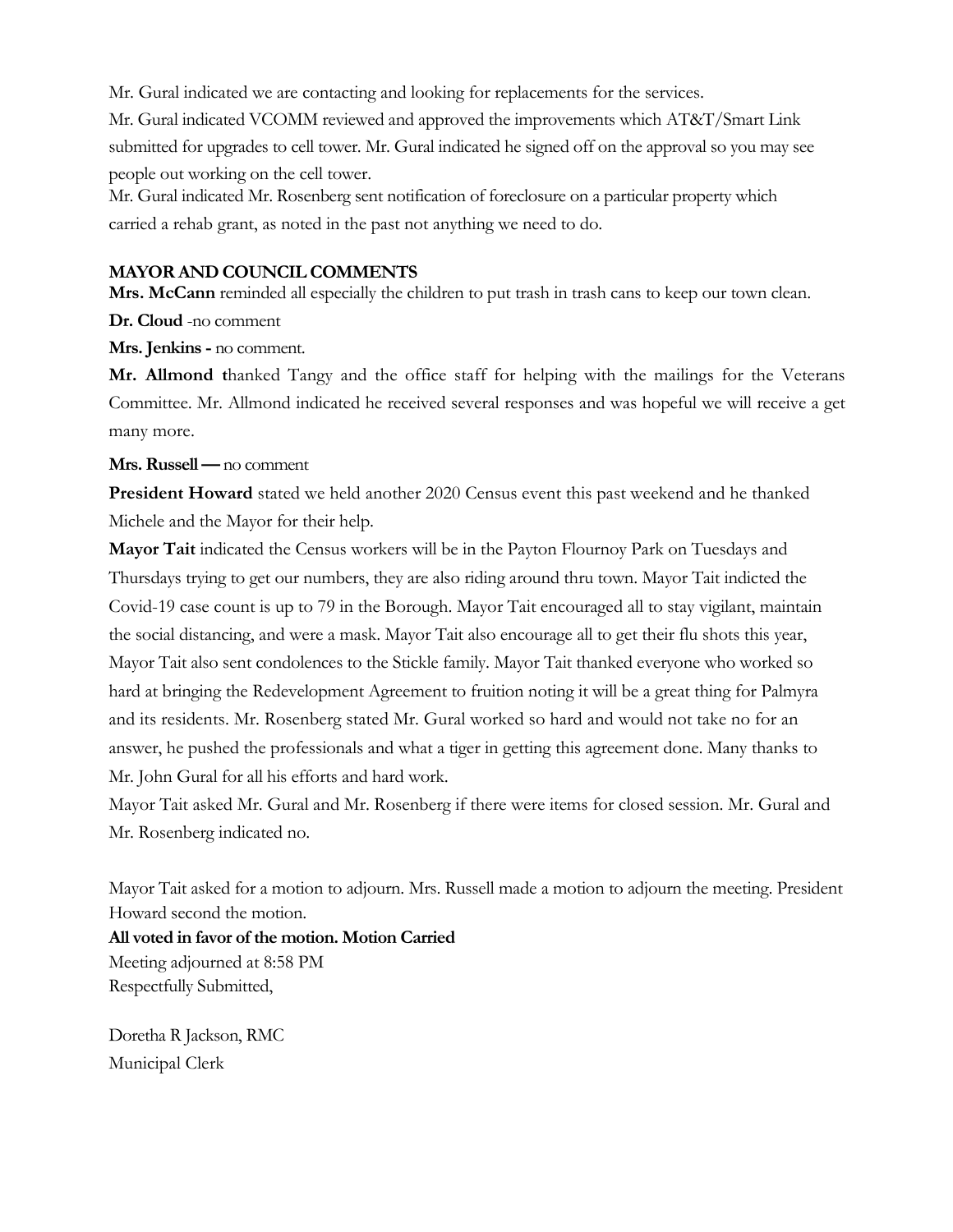Mr. Gural indicated we are contacting and looking for replacements for the services.

Mr. Gural indicated VCOMM reviewed and approved the improvements which AT&T/Smart Link submitted for upgrades to cell tower. Mr. Gural indicated he signed off on the approval so you may see people out working on the cell tower.

Mr. Gural indicated Mr. Rosenberg sent notification of foreclosure on a particular property which carried a rehab grant, as noted in the past not anything we need to do.

**MAYOR AND COUNCIL COMMENTS**

**Mrs. McCann** reminded all especially the children to put trash in trash cans to keep our town clean.

**Dr. Cloud** -no comment

**Mrs. Jenkins -** no comment.

**Mr. Allmond t**hanked Tangy and the office staff for helping with the mailings for the Veterans Committee. Mr. Allmond indicated he received several responses and was hopeful we will receive a get many more.

**Mrs. Russell —** no comment

**President Howard** stated we held another 2020 Census event this past weekend and he thanked Michele and the Mayor for their help.

**Mayor Tait** indicated the Census workers will be in the Payton Flournoy Park on Tuesdays and Thursdays trying to get our numbers, they are also riding around thru town. Mayor Tait indicted the Covid-19 case count is up to 79 in the Borough. Mayor Tait encouraged all to stay vigilant, maintain the social distancing, and were a mask. Mayor Tait also encourage all to get their flu shots this year, Mayor Tait also sent condolences to the Stickle family. Mayor Tait thanked everyone who worked so hard at bringing the Redevelopment Agreement to fruition noting it will be a great thing for Palmyra and its residents. Mr. Rosenberg stated Mr. Gural worked so hard and would not take no for an answer, he pushed the professionals and what a tiger in getting this agreement done. Many thanks to Mr. John Gural for all his efforts and hard work.

Mayor Tait asked Mr. Gural and Mr. Rosenberg if there were items for closed session. Mr. Gural and Mr. Rosenberg indicated no.

Mayor Tait asked for a motion to adjourn. Mrs. Russell made a motion to adjourn the meeting. President Howard second the motion.

**All voted in favor of the motion. Motion Carried**

Meeting adjourned at 8:58 PM

Respectfully Submitted,

Doretha R Jackson, RMC

Municipal Clerk